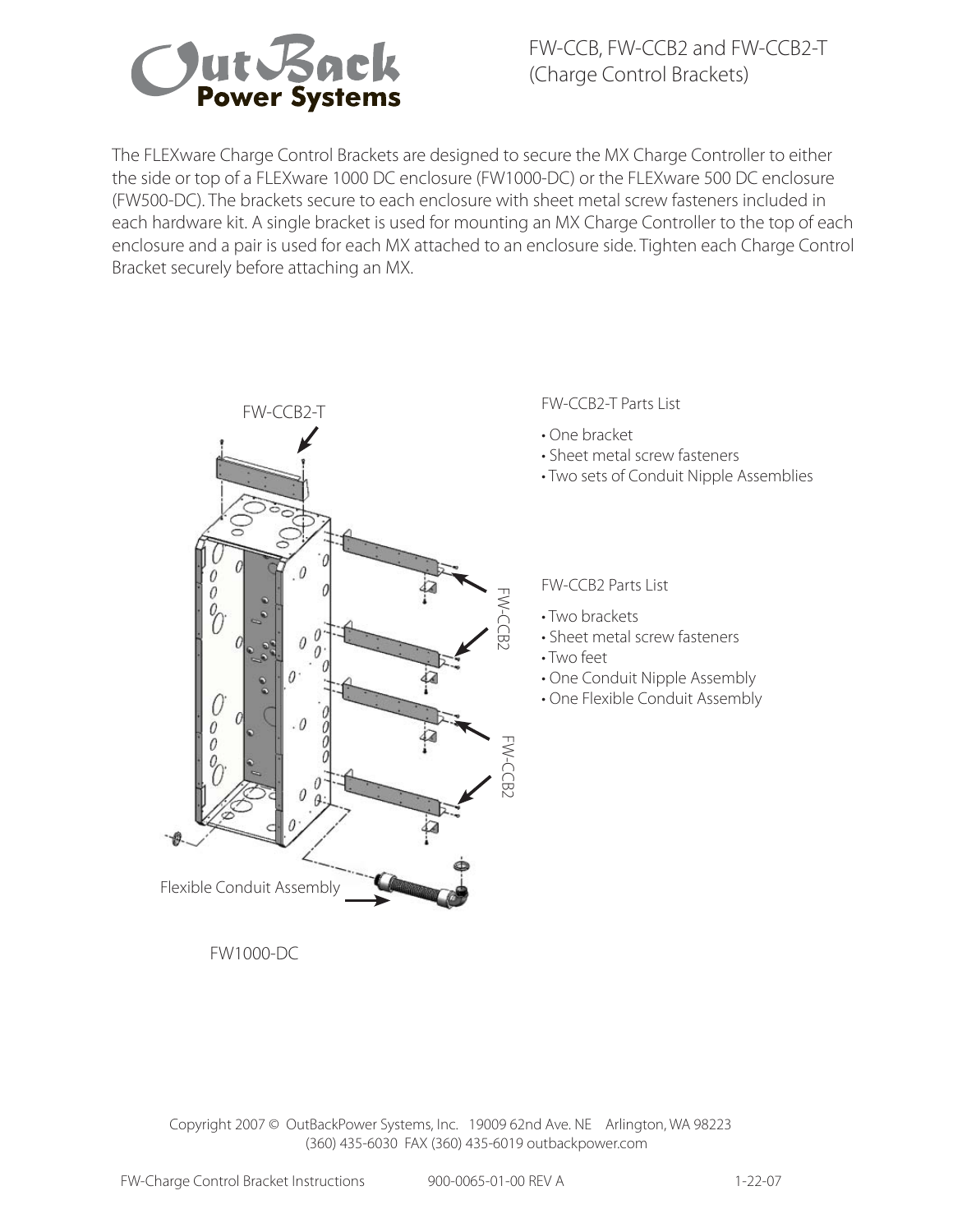# FW-CCB, FW-CCB2 and FW-CCB2-T (Charge Control Brackets)

The FLEXware Charge Control Brackets are designed to secure the MX Charge Controller to either the side or top of a FLEXware 1000 DC enclosure (FW1000-DC) or the FLEXware 500 DC enclosure (FW500-DC). The brackets secure to each enclosure with sheet metal screw fasteners included in each hardware kit. A single bracket is used for mounting an MX Charge Controller to the top of each enclosure and a pair is used for each MX attached to an enclosure side. Tighten each Charge Control Bracket securely before attaching an MX.

FW-CCB2-T

FW-CCB2

FW-CCB2

Flexible Conduit Assembly

FW1000-DC

FW-CCB2-T Parts List

- One bracket
- Sheet metal screw fasteners
- Two sets of Conduit Nipple Assemblies

FW-CCB2 Parts List

- Two brackets
- Sheet metal screw fasteners
- Two feet
- One Conduit Nipple Assembly
- One Flexible Conduit Assembly

Copyright 2007 © OutBackPower Systems, Inc. 19009 62nd Ave. NE Arlington, WA 98223
(360) 435-6030 FAX (360) 435-6019 outbackpower.com

FW-Charge Control Bracket Instructions 900-0065-01-00 REV A 1-22-07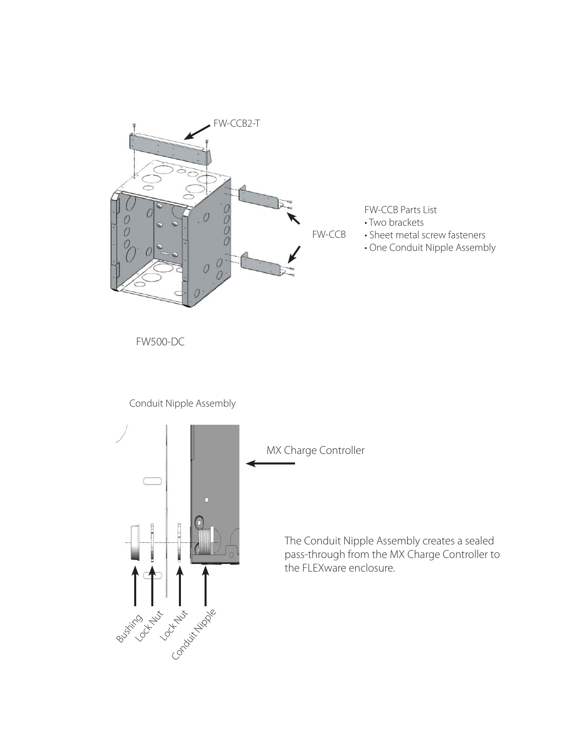FW-CCB2-T

FW-CCB

FW-CCB Parts List

- Two brackets
- Sheet metal screw fasteners
- One Conduit Nipple Assembly

FW500-DC

Conduit Nipple Assembly

MX Charge Controller

The Conduit Nipple Assembly creates a sealed pass-through from the MX Charge Controller to the FLEXware enclosure.

Bushing
Lock Nut
Lock Nut
Conduit Nipple